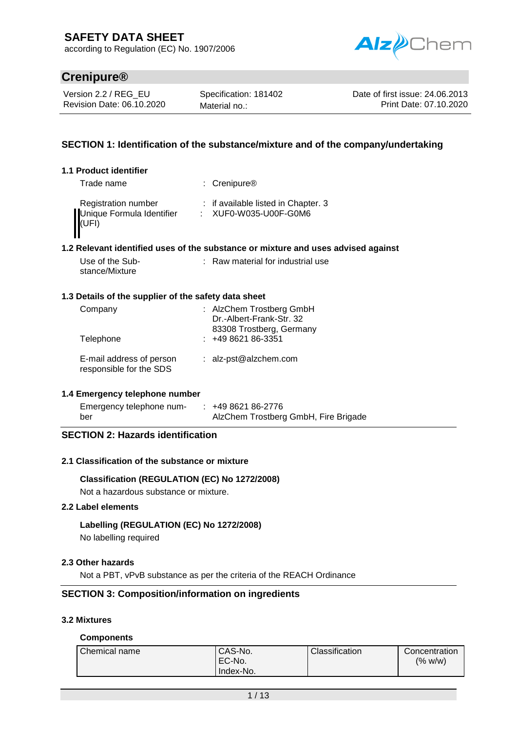# SAFETY DATA SHEET

according to Regulation (EC) No. 1907/2006

## Crenipure®

| Version 2.2 / REG_EU | Specification: 181402 | Date of first issue: 24.06.2013 |
|---|---|---|
| Revision Date: 06.10.2020 | Material no.: | Print Date: 07.10.2020 |

## SECTION 1: Identification of the substance/mixture and of the company/undertaking

### 1.1 Product identifier

Trade name : Crenipure®

Registration number : if available listed in Chapter. 3

Unique Formula Identifier (UFI) : XUF0-W035-U00F-G0M6

### 1.2 Relevant identified uses of the substance or mixture and uses advised against

Use of the Substance/Mixture : Raw material for industrial use

### 1.3 Details of the supplier of the safety data sheet

Company : AlzChem Trostberg GmbH
Dr.-Albert-Frank-Str. 32
83308 Trostberg, Germany

Telephone : +49 8621 86-3351

E-mail address of person responsible for the SDS : alz-pst@alzchem.com

### 1.4 Emergency telephone number

Emergency telephone number : +49 8621 86-2776
AlzChem Trostberg GmbH, Fire Brigade

## SECTION 2: Hazards identification

### 2.1 Classification of the substance or mixture

**Classification (REGULATION (EC) No 1272/2008)**

Not a hazardous substance or mixture.

### 2.2 Label elements

**Labelling (REGULATION (EC) No 1272/2008)**

No labelling required

### 2.3 Other hazards

Not a PBT, vPvB substance as per the criteria of the REACH Ordinance

## SECTION 3: Composition/information on ingredients

### 3.2 Mixtures

**Components**

| Chemical name | CAS-No.<br>EC-No.<br>Index-No. | Classification | Concentration (% w/w) |
|---|---|---|---|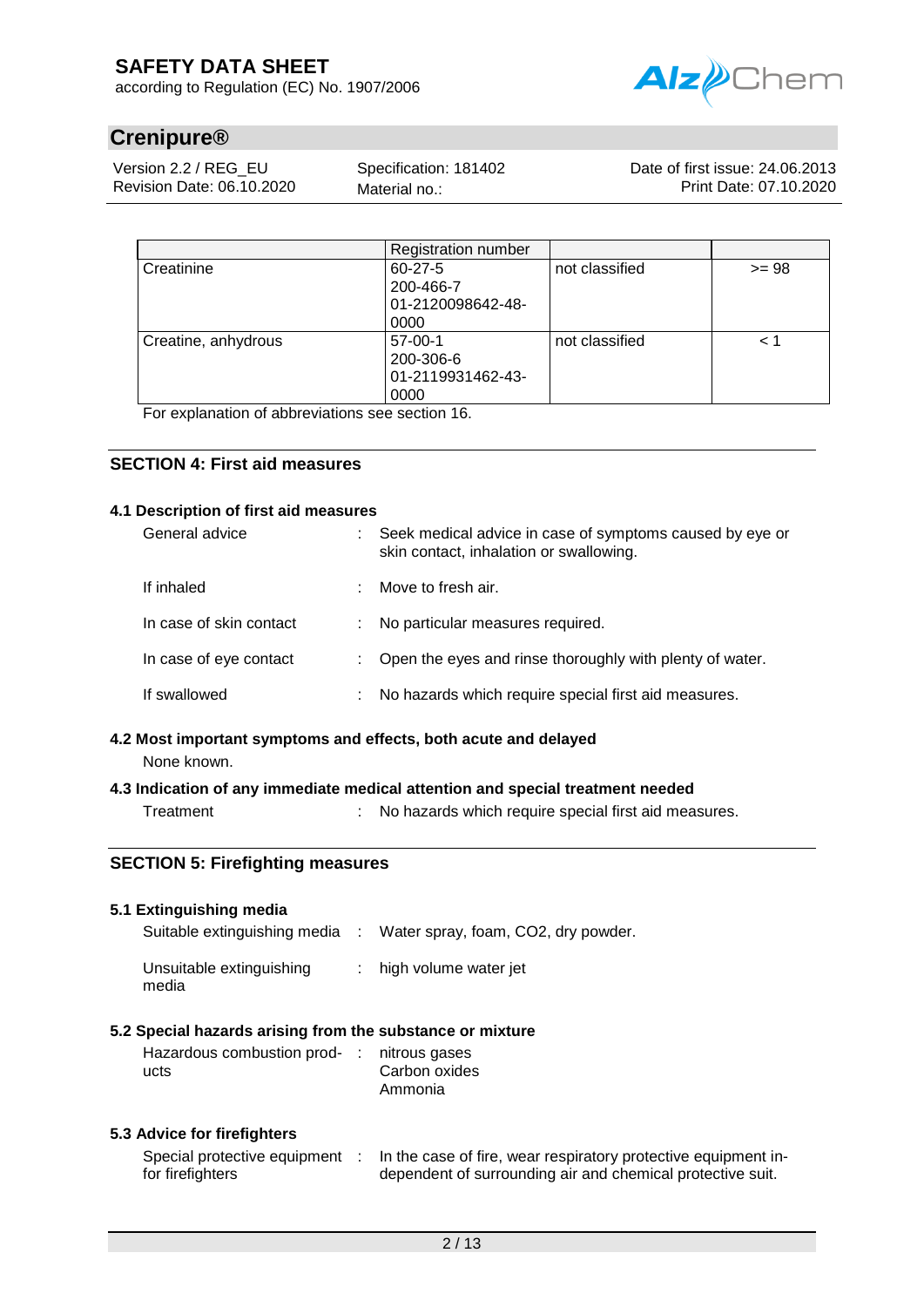|  | Registration number |  |  |
|---|---|---|---|
| Creatinine | 60-27-5<br>200-466-7<br>01-2120098642-48-0000 | not classified | >= 98 |
| Creatine, anhydrous | 57-00-1<br>200-306-6<br>01-2119931462-43-0000 | not classified | < 1 |

For explanation of abbreviations see section 16.

## SECTION 4: First aid measures

### 4.1 Description of first aid measures

General advice : Seek medical advice in case of symptoms caused by eye or skin contact, inhalation or swallowing.

If inhaled : Move to fresh air.

In case of skin contact : No particular measures required.

In case of eye contact : Open the eyes and rinse thoroughly with plenty of water.

If swallowed : No hazards which require special first aid measures.

### 4.2 Most important symptoms and effects, both acute and delayed

None known.

### 4.3 Indication of any immediate medical attention and special treatment needed

Treatment : No hazards which require special first aid measures.

## SECTION 5: Firefighting measures

### 5.1 Extinguishing media

Suitable extinguishing media : Water spray, foam, $CO_2$, dry powder.

Unsuitable extinguishing media : high volume water jet

### 5.2 Special hazards arising from the substance or mixture

Hazardous combustion products : nitrous gases
Carbon oxides
Ammonia

### 5.3 Advice for firefighters

Special protective equipment for firefighters : In the case of fire, wear respiratory protective equipment independent of surrounding air and chemical protective suit.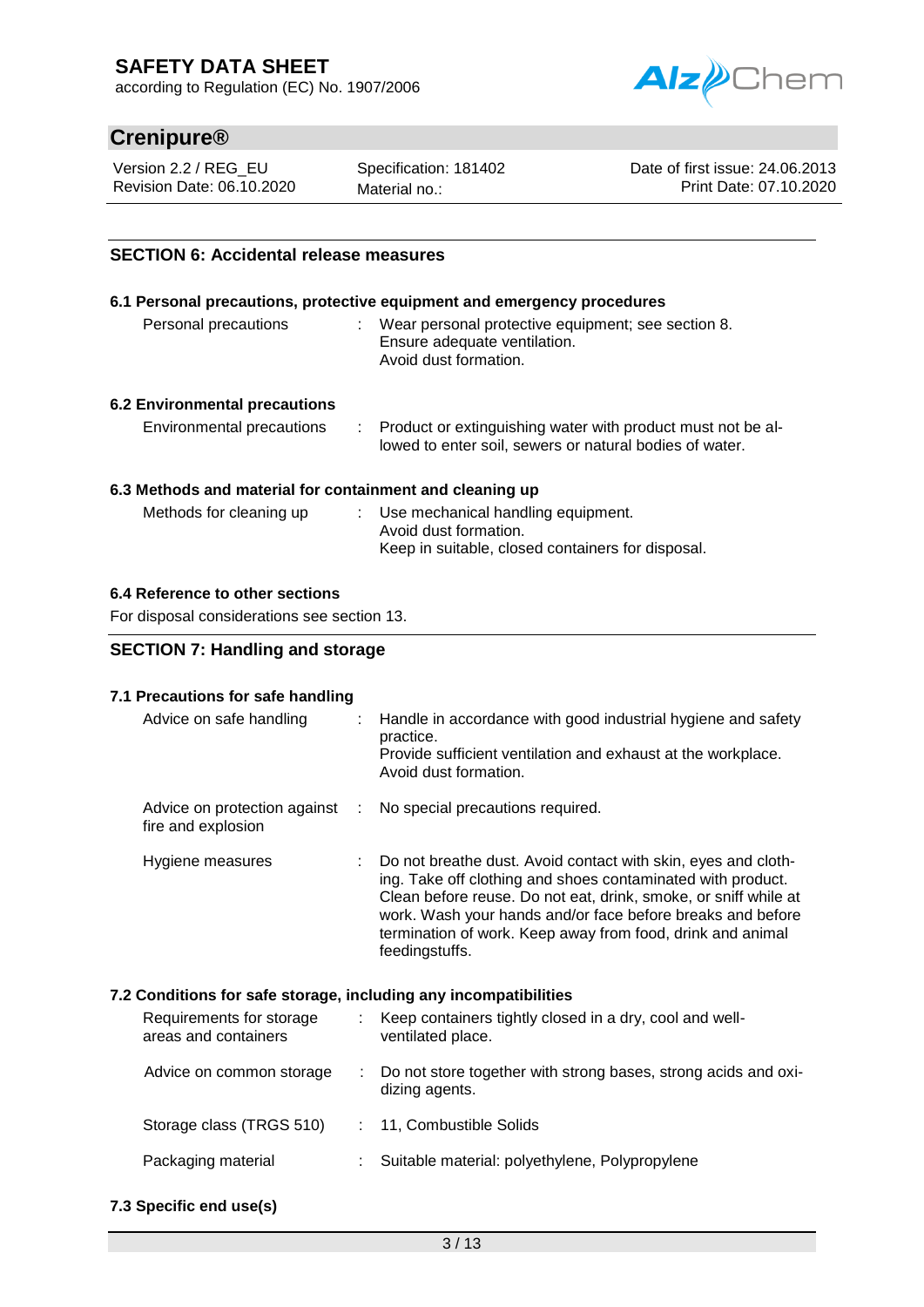## SECTION 6: Accidental release measures

### 6.1 Personal precautions, protective equipment and emergency procedures

| | |
|---|---|
| Personal precautions | Wear personal protective equipment; see section 8. Ensure adequate ventilation. Avoid dust formation. |

### 6.2 Environmental precautions

| | |
|---|---|
| Environmental precautions | Product or extinguishing water with product must not be allowed to enter soil, sewers or natural bodies of water. |

### 6.3 Methods and material for containment and cleaning up

| | |
|---|---|
| Methods for cleaning up | Use mechanical handling equipment. Avoid dust formation. Keep in suitable, closed containers for disposal. |

### 6.4 Reference to other sections

For disposal considerations see section 13.

## SECTION 7: Handling and storage

### 7.1 Precautions for safe handling

| | |
|---|---|
| Advice on safe handling | Handle in accordance with good industrial hygiene and safety practice. Provide sufficient ventilation and exhaust at the workplace. Avoid dust formation. |
| Advice on protection against fire and explosion | No special precautions required. |
| Hygiene measures | Do not breathe dust. Avoid contact with skin, eyes and clothing. Take off clothing and shoes contaminated with product. Clean before reuse. Do not eat, drink, smoke, or sniff while at work. Wash your hands and/or face before breaks and before termination of work. Keep away from food, drink and animal feedingstuffs. |

### 7.2 Conditions for safe storage, including any incompatibilities

| | |
|---|---|
| Requirements for storage areas and containers | Keep containers tightly closed in a dry, cool and well-ventilated place. |
| Advice on common storage | Do not store together with strong bases, strong acids and oxidizing agents. |
| Storage class (TRGS 510) | 11, Combustible Solids |
| Packaging material | Suitable material: polyethylene, Polypropylene |

### 7.3 Specific end use(s)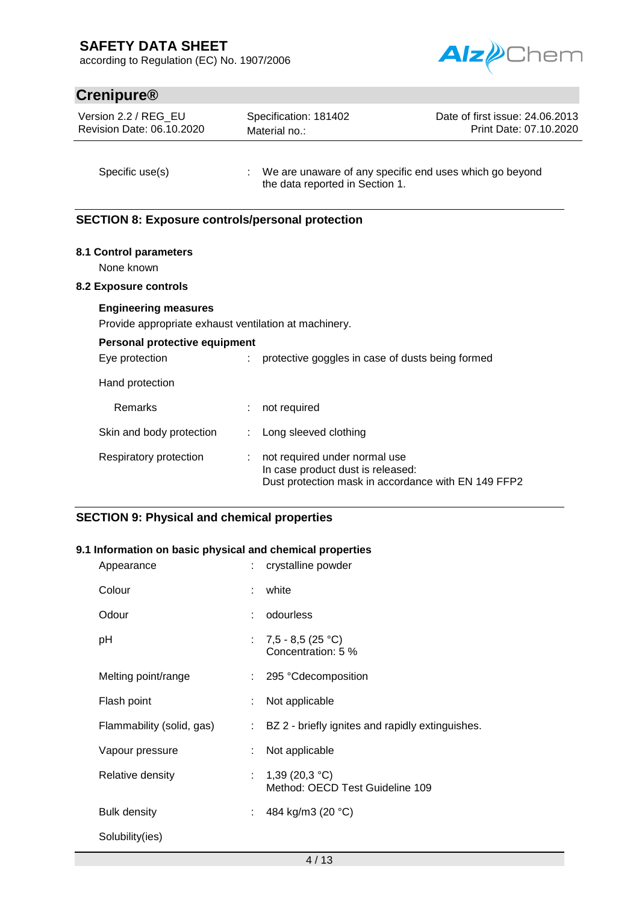| | | |
|---|---|---|
| Specific use(s) | : | We are unaware of any specific end uses which go beyond the data reported in Section 1. |

## SECTION 8: Exposure controls/personal protection

### 8.1 Control parameters

None known

### 8.2 Exposure controls

**Engineering measures**

Provide appropriate exhaust ventilation at machinery.

**Personal protective equipment**

| | | |
|---|---|---|
| Eye protection | : | protective goggles in case of dusts being formed |
| Hand protection | | |
| Remarks | : | not required |
| Skin and body protection | : | Long sleeved clothing |
| Respiratory protection | : | not required under normal use<br>In case product dust is released:<br>Dust protection mask in accordance with EN 149 FFP2 |

## SECTION 9: Physical and chemical properties

### 9.1 Information on basic physical and chemical properties

| | | |
|---|---|---|
| Appearance | : | crystalline powder |
| Colour | : | white |
| Odour | : | odourless |
| pH | : | 7,5 - 8,5 (25 °C)<br>Concentration: 5 % |
| Melting point/range | : | 295 °Cdecomposition |
| Flash point | : | Not applicable |
| Flammability (solid, gas) | : | BZ 2 - briefly ignites and rapidly extinguishes. |
| Vapour pressure | : | Not applicable |
| Relative density | : | 1,39 (20,3 °C)<br>Method: OECD Test Guideline 109 |
| Bulk density | : | 484 kg/m3 (20 °C) |
| Solubility(ies) | | |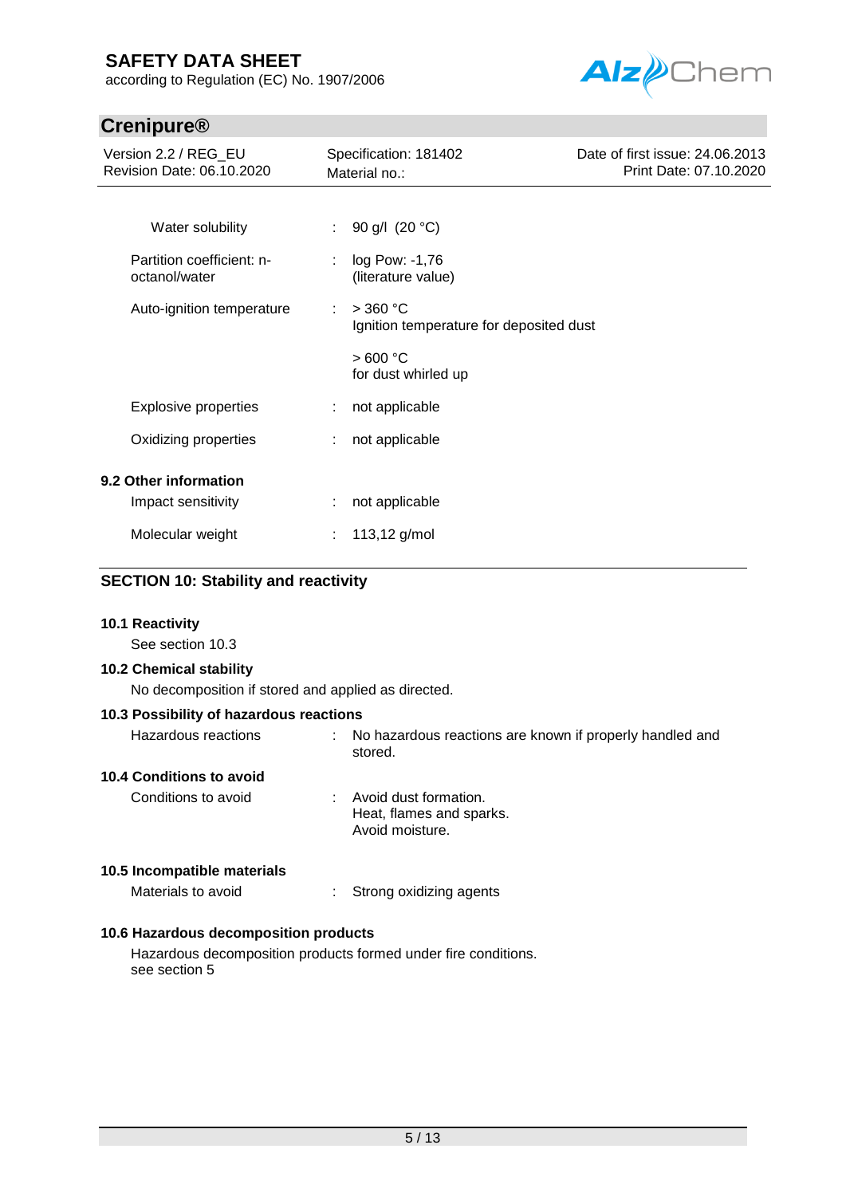| | | |
|---|---|---|
| Water solubility | : | 90 g/l (20 °C) |
| Partition coefficient: n-octanol/water | : | log Pow: -1,76 (literature value) |
| Auto-ignition temperature | : | > 360 °C Ignition temperature for deposited dust |
| | | > 600 °C for dust whirled up |
| Explosive properties | : | not applicable |
| Oxidizing properties | : | not applicable |

**9.2 Other information**

| | | |
|---|---|---|
| Impact sensitivity | : | not applicable |
| Molecular weight | : | 113,12 g/mol |

## SECTION 10: Stability and reactivity

**10.1 Reactivity**

See section 10.3

**10.2 Chemical stability**

No decomposition if stored and applied as directed.

**10.3 Possibility of hazardous reactions**

| | | |
|---|---|---|
| Hazardous reactions | : | No hazardous reactions are known if properly handled and stored. |

**10.4 Conditions to avoid**

| | | |
|---|---|---|
| Conditions to avoid | : | Avoid dust formation. Heat, flames and sparks. Avoid moisture. |

**10.5 Incompatible materials**

| | | |
|---|---|---|
| Materials to avoid | : | Strong oxidizing agents |

**10.6 Hazardous decomposition products**

Hazardous decomposition products formed under fire conditions.
see section 5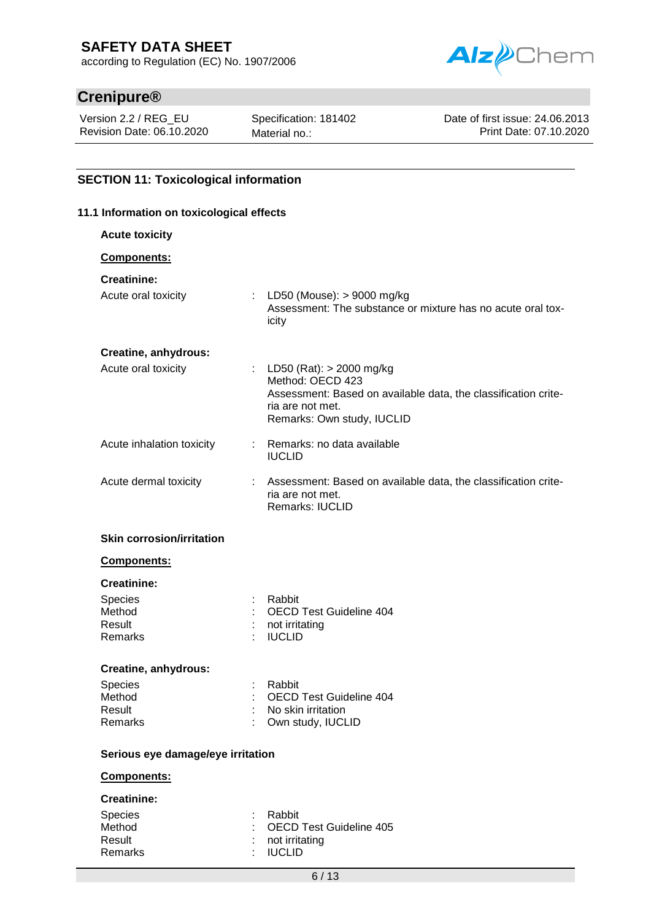## SECTION 11: Toxicological information

### 11.1 Information on toxicological effects

**Acute toxicity**

**Components:**

**Creatinine:**

| | | |
|---|---|---|
| Acute oral toxicity | : | LD50 (Mouse): > 9000 mg/kg<br>Assessment: The substance or mixture has no acute oral toxicity |

**Creatine, anhydrous:**

| | | |
|---|---|---|
| Acute oral toxicity | : | LD50 (Rat): > 2000 mg/kg<br>Method: OECD 423<br>Assessment: Based on available data, the classification criteria are not met.<br>Remarks: Own study, IUCLID |
| Acute inhalation toxicity | : | Remarks: no data available<br>IUCLID |
| Acute dermal toxicity | : | Assessment: Based on available data, the classification criteria are not met.<br>Remarks: IUCLID |

**Skin corrosion/irritation**

**Components:**

**Creatinine:**

| | | |
|---|---|---|
| Species | : | Rabbit |
| Method | : | OECD Test Guideline 404 |
| Result | : | not irritating |
| Remarks | : | IUCLID |

**Creatine, anhydrous:**

| | | |
|---|---|---|
| Species | : | Rabbit |
| Method | : | OECD Test Guideline 404 |
| Result | : | No skin irritation |
| Remarks | : | Own study, IUCLID |

**Serious eye damage/eye irritation**

**Components:**

**Creatinine:**

| | | |
|---|---|---|
| Species | : | Rabbit |
| Method | : | OECD Test Guideline 405 |
| Result | : | not irritating |
| Remarks | : | IUCLID |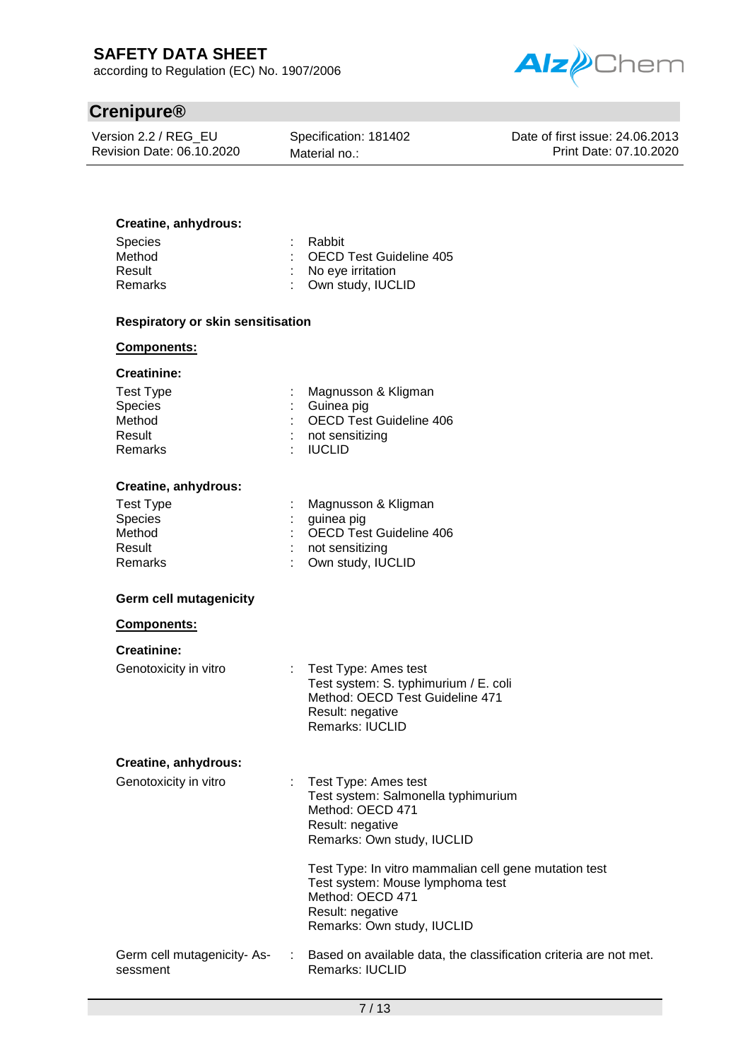**Creatine, anhydrous:**

| | | |
|---|---|---|
| Species | : | Rabbit |
| Method | : | OECD Test Guideline 405 |
| Result | : | No eye irritation |
| Remarks | : | Own study, IUCLID |

**Respiratory or skin sensitisation**

**Components:**

**Creatinine:**

| | | |
|---|---|---|
| Test Type | : | Magnusson & Kligman |
| Species | : | Guinea pig |
| Method | : | OECD Test Guideline 406 |
| Result | : | not sensitizing |
| Remarks | : | IUCLID |

**Creatine, anhydrous:**

| | | |
|---|---|---|
| Test Type | : | Magnusson & Kligman |
| Species | : | guinea pig |
| Method | : | OECD Test Guideline 406 |
| Result | : | not sensitizing |
| Remarks | : | Own study, IUCLID |

**Germ cell mutagenicity**

**Components:**

**Creatinine:**

Genotoxicity in vitro :
Test Type: Ames test
Test system: S. typhimurium / E. coli
Method: OECD Test Guideline 471
Result: negative
Remarks: IUCLID

**Creatine, anhydrous:**

Genotoxicity in vitro :
Test Type: Ames test
Test system: Salmonella typhimurium
Method: OECD 471
Result: negative
Remarks: Own study, IUCLID

Test Type: In vitro mammalian cell gene mutation test
Test system: Mouse lymphoma test
Method: OECD 471
Result: negative
Remarks: Own study, IUCLID

Germ cell mutagenicity- Assessment : Based on available data, the classification criteria are not met.
Remarks: IUCLID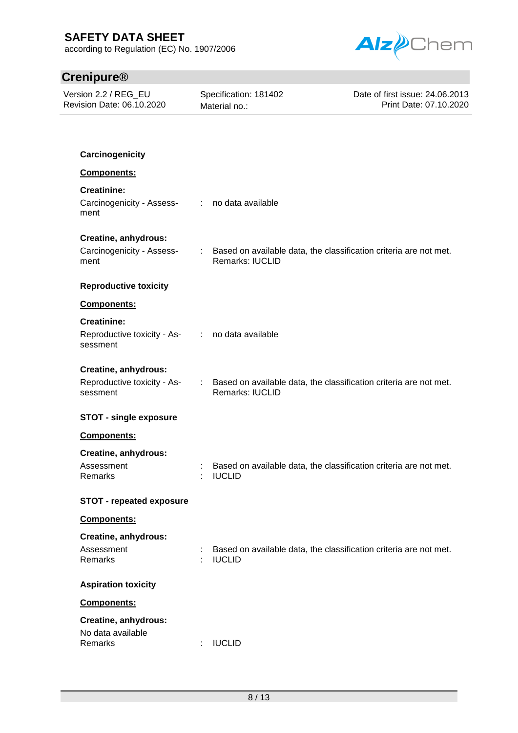**Carcinogenicity**

**Components:**

**Creatinine:**

Carcinogenicity - Assessment : no data available

**Creatine, anhydrous:**

Carcinogenicity - Assessment : Based on available data, the classification criteria are not met. Remarks: IUCLID

**Reproductive toxicity**

**Components:**

**Creatinine:**

Reproductive toxicity - Assessment : no data available

**Creatine, anhydrous:**

Reproductive toxicity - Assessment : Based on available data, the classification criteria are not met. Remarks: IUCLID

**STOT - single exposure**

**Components:**

**Creatine, anhydrous:**

Assessment : Based on available data, the classification criteria are not met.
Remarks : IUCLID

**STOT - repeated exposure**

**Components:**

**Creatine, anhydrous:**

Assessment : Based on available data, the classification criteria are not met.
Remarks : IUCLID

**Aspiration toxicity**

**Components:**

**Creatine, anhydrous:**

No data available
Remarks : IUCLID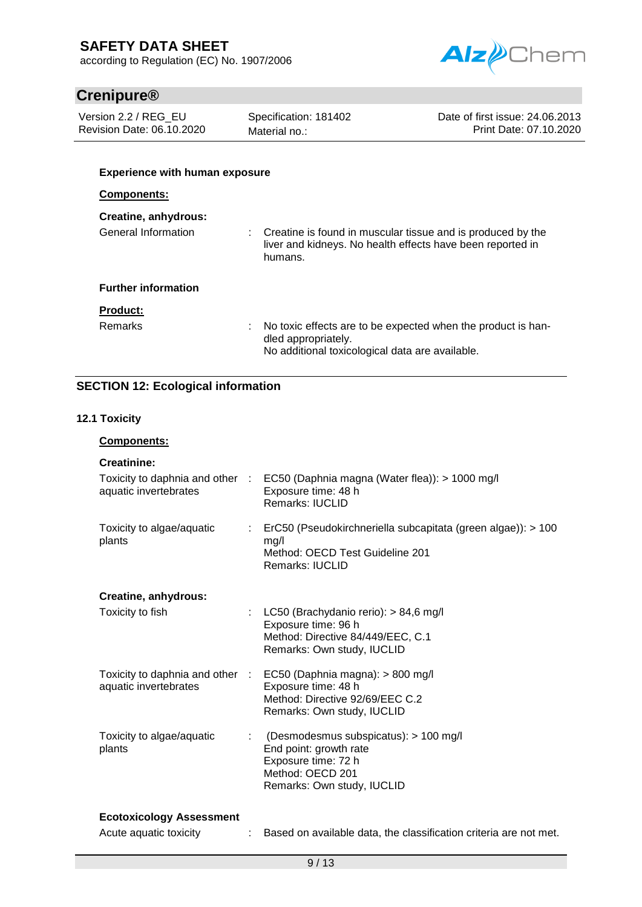**Experience with human exposure**

**Components:**

**Creatine, anhydrous:**

General Information : Creatine is found in muscular tissue and is produced by the liver and kidneys. No health effects have been reported in humans.

**Further information**

**Product:**

Remarks : No toxic effects are to be expected when the product is handled appropriately.
No additional toxicological data are available.

## SECTION 12: Ecological information

### 12.1 Toxicity

**Components:**

**Creatinine:**

Toxicity to daphnia and other aquatic invertebrates : EC50 (Daphnia magna (Water flea)): > 1000 mg/l
Exposure time: 48 h
Remarks: IUCLID

Toxicity to algae/aquatic plants : ErC50 (Pseudokirchneriella subcapitata (green algae)): > 100 mg/l
Method: OECD Test Guideline 201
Remarks: IUCLID

**Creatine, anhydrous:**

Toxicity to fish : LC50 (Brachydanio rerio): > 84,6 mg/l
Exposure time: 96 h
Method: Directive 84/449/EEC, C.1
Remarks: Own study, IUCLID

Toxicity to daphnia and other aquatic invertebrates : EC50 (Daphnia magna): > 800 mg/l
Exposure time: 48 h
Method: Directive 92/69/EEC C.2
Remarks: Own study, IUCLID

Toxicity to algae/aquatic plants : (Desmodesmus subspicatus): > 100 mg/l
End point: growth rate
Exposure time: 72 h
Method: OECD 201
Remarks: Own study, IUCLID

**Ecotoxicology Assessment**

Acute aquatic toxicity : Based on available data, the classification criteria are not met.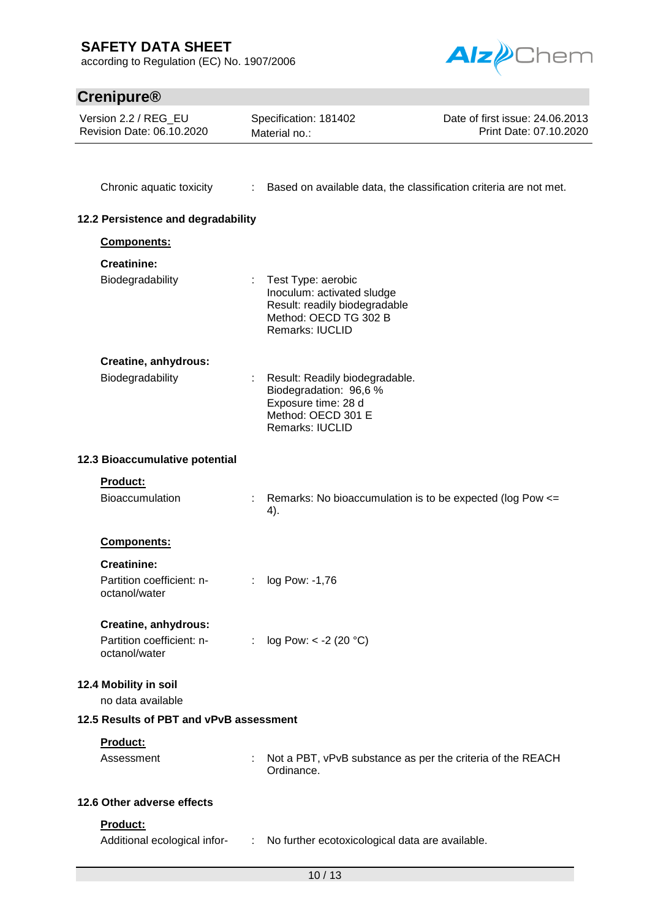Chronic aquatic toxicity : Based on available data, the classification criteria are not met.

### 12.2 Persistence and degradability

**Components:**

**Creatinine:**

Biodegradability : Test Type: aerobic
Inoculum: activated sludge
Result: readily biodegradable
Method: OECD TG 302 B
Remarks: IUCLID

**Creatine, anhydrous:**

Biodegradability : Result: Readily biodegradable.
Biodegradation: 96,6 %
Exposure time: 28 d
Method: OECD 301 E
Remarks: IUCLID

### 12.3 Bioaccumulative potential

**Product:**

Bioaccumulation : Remarks: No bioaccumulation is to be expected (log Pow <= 4).

**Components:**

**Creatinine:**

Partition coefficient: n-octanol/water : log Pow: -1,76

**Creatine, anhydrous:**

Partition coefficient: n-octanol/water : log Pow: < -2 (20 °C)

### 12.4 Mobility in soil

no data available

### 12.5 Results of PBT and vPvB assessment

**Product:**

Assessment : Not a PBT, vPvB substance as per the criteria of the REACH Ordinance.

### 12.6 Other adverse effects

**Product:**

Additional ecological infor- : No further ecotoxicological data are available.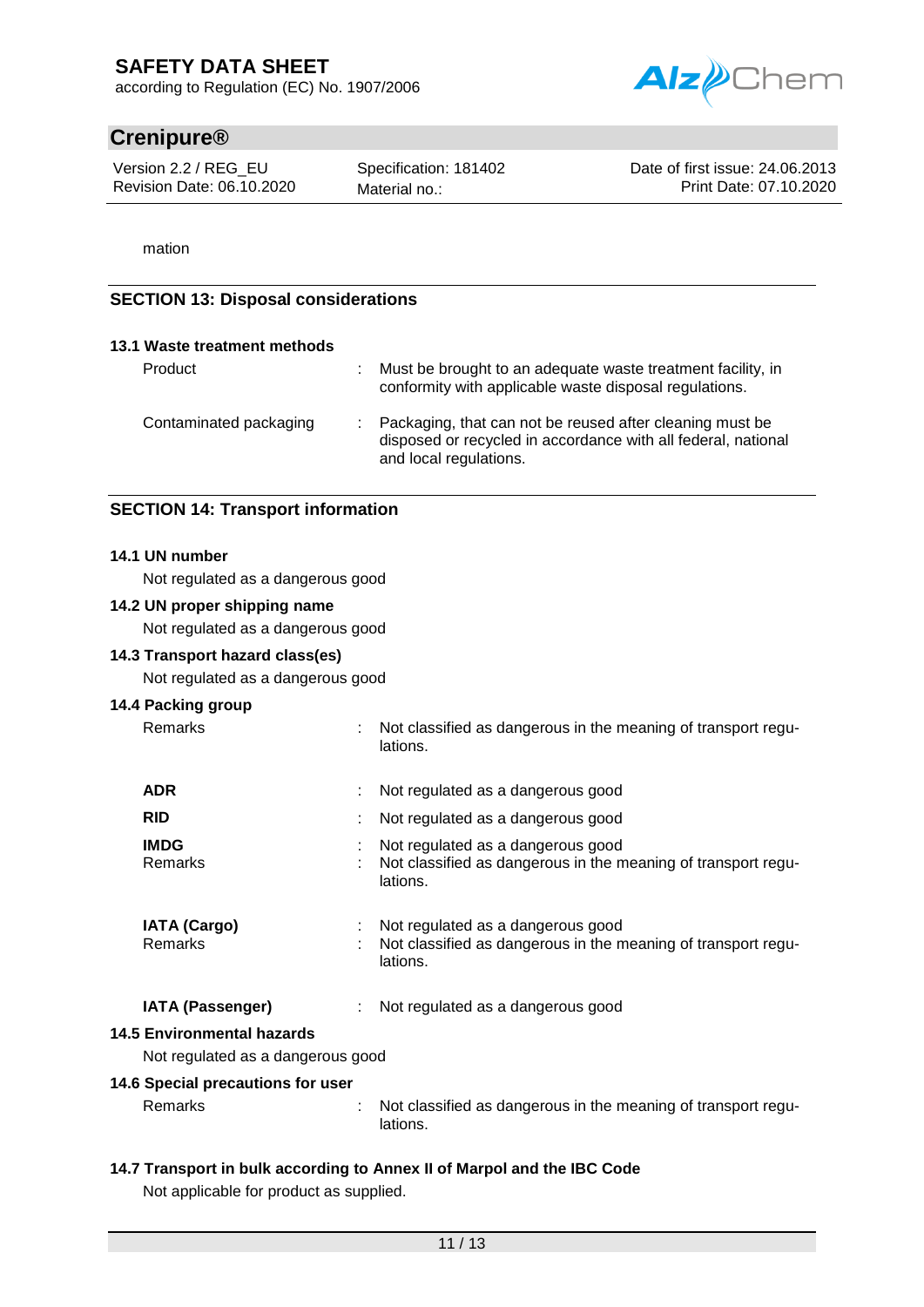mation

## SECTION 13: Disposal considerations

### 13.1 Waste treatment methods

| | | |
|---|---|---|
| Product | : | Must be brought to an adequate waste treatment facility, in conformity with applicable waste disposal regulations. |
| Contaminated packaging | : | Packaging, that can not be reused after cleaning must be disposed or recycled in accordance with all federal, national and local regulations. |

## SECTION 14: Transport information

### 14.1 UN number

Not regulated as a dangerous good

### 14.2 UN proper shipping name

Not regulated as a dangerous good

### 14.3 Transport hazard class(es)

Not regulated as a dangerous good

### 14.4 Packing group

| | | |
|---|---|---|
| Remarks | : | Not classified as dangerous in the meaning of transport regulations. |
| **ADR** | : | Not regulated as a dangerous good |
| **RID** | : | Not regulated as a dangerous good |
| **IMDG** | : | Not regulated as a dangerous good |
| Remarks | : | Not classified as dangerous in the meaning of transport regulations. |
| **IATA (Cargo)** | : | Not regulated as a dangerous good |
| Remarks | : | Not classified as dangerous in the meaning of transport regulations. |
| **IATA (Passenger)** | : | Not regulated as a dangerous good |

### 14.5 Environmental hazards

Not regulated as a dangerous good

### 14.6 Special precautions for user

| | | |
|---|---|---|
| Remarks | : | Not classified as dangerous in the meaning of transport regulations. |

### 14.7 Transport in bulk according to Annex II of Marpol and the IBC Code

Not applicable for product as supplied.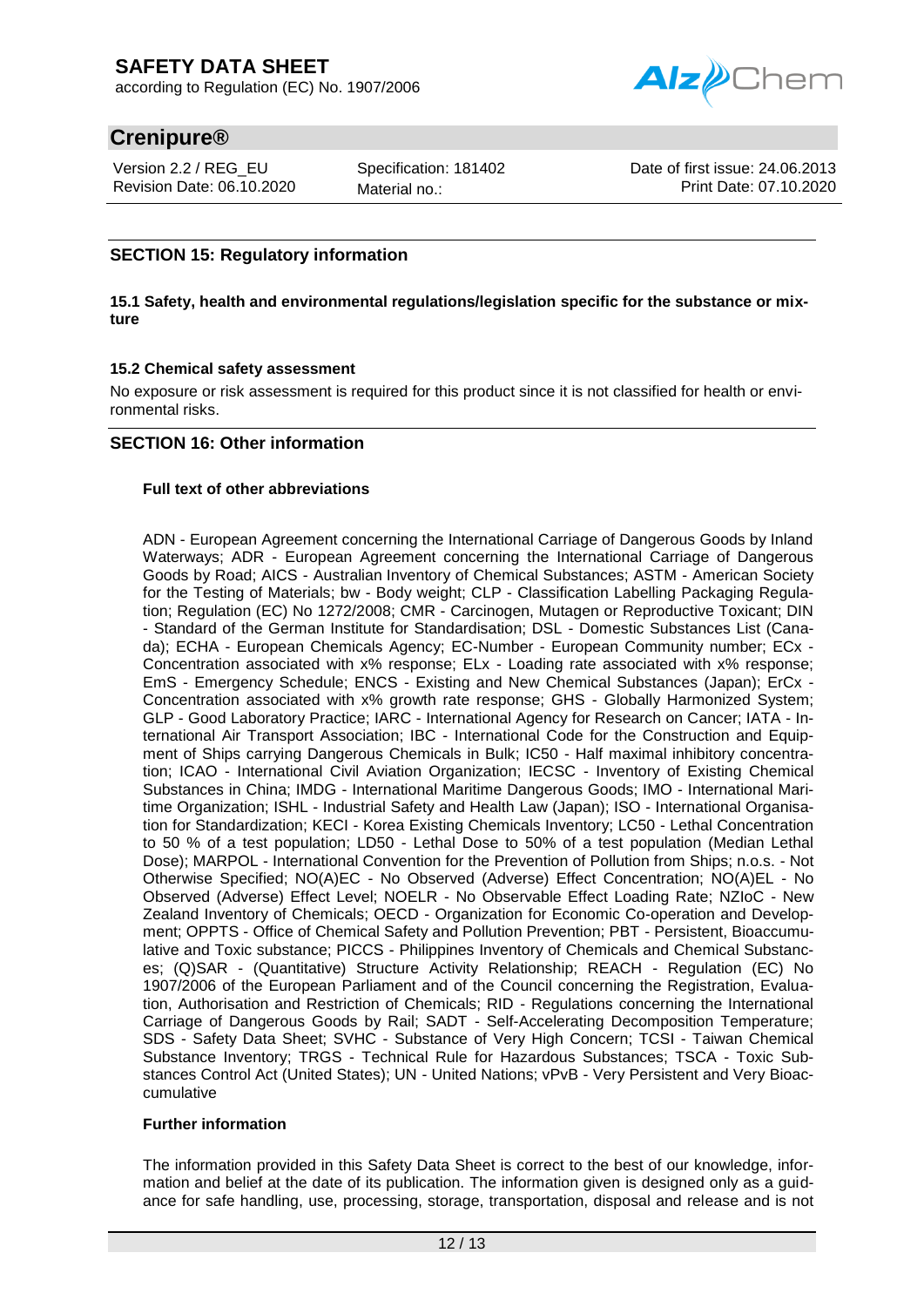## SECTION 15: Regulatory information

### 15.1 Safety, health and environmental regulations/legislation specific for the substance or mixture

### 15.2 Chemical safety assessment

No exposure or risk assessment is required for this product since it is not classified for health or environmental risks.

## SECTION 16: Other information

**Full text of other abbreviations**

ADN - European Agreement concerning the International Carriage of Dangerous Goods by Inland Waterways; ADR - European Agreement concerning the International Carriage of Dangerous Goods by Road; AICS - Australian Inventory of Chemical Substances; ASTM - American Society for the Testing of Materials; bw - Body weight; CLP - Classification Labelling Packaging Regulation; Regulation (EC) No 1272/2008; CMR - Carcinogen, Mutagen or Reproductive Toxicant; DIN - Standard of the German Institute for Standardisation; DSL - Domestic Substances List (Canada); ECHA - European Chemicals Agency; EC-Number - European Community number; ECx - Concentration associated with x% response; ELx - Loading rate associated with x% response; EmS - Emergency Schedule; ENCS - Existing and New Chemical Substances (Japan); ErCx - Concentration associated with x% growth rate response; GHS - Globally Harmonized System; GLP - Good Laboratory Practice; IARC - International Agency for Research on Cancer; IATA - International Air Transport Association; IBC - International Code for the Construction and Equipment of Ships carrying Dangerous Chemicals in Bulk; IC50 - Half maximal inhibitory concentration; ICAO - International Civil Aviation Organization; IECSC - Inventory of Existing Chemical Substances in China; IMDG - International Maritime Dangerous Goods; IMO - International Maritime Organization; ISHL - Industrial Safety and Health Law (Japan); ISO - International Organisation for Standardization; KECI - Korea Existing Chemicals Inventory; LC50 - Lethal Concentration to 50 % of a test population; LD50 - Lethal Dose to 50% of a test population (Median Lethal Dose); MARPOL - International Convention for the Prevention of Pollution from Ships; n.o.s. - Not Otherwise Specified; NO(A)EC - No Observed (Adverse) Effect Concentration; NO(A)EL - No Observed (Adverse) Effect Level; NOELR - No Observable Effect Loading Rate; NZIoC - New Zealand Inventory of Chemicals; OECD - Organization for Economic Co-operation and Development; OPPTS - Office of Chemical Safety and Pollution Prevention; PBT - Persistent, Bioaccumulative and Toxic substance; PICCS - Philippines Inventory of Chemicals and Chemical Substances; (Q)SAR - (Quantitative) Structure Activity Relationship; REACH - Regulation (EC) No 1907/2006 of the European Parliament and of the Council concerning the Registration, Evaluation, Authorisation and Restriction of Chemicals; RID - Regulations concerning the International Carriage of Dangerous Goods by Rail; SADT - Self-Accelerating Decomposition Temperature; SDS - Safety Data Sheet; SVHC - Substance of Very High Concern; TCSI - Taiwan Chemical Substance Inventory; TRGS - Technical Rule for Hazardous Substances; TSCA - Toxic Substances Control Act (United States); UN - United Nations; vPvB - Very Persistent and Very Bioaccumulative

**Further information**

The information provided in this Safety Data Sheet is correct to the best of our knowledge, information and belief at the date of its publication. The information given is designed only as a guidance for safe handling, use, processing, storage, transportation, disposal and release and is not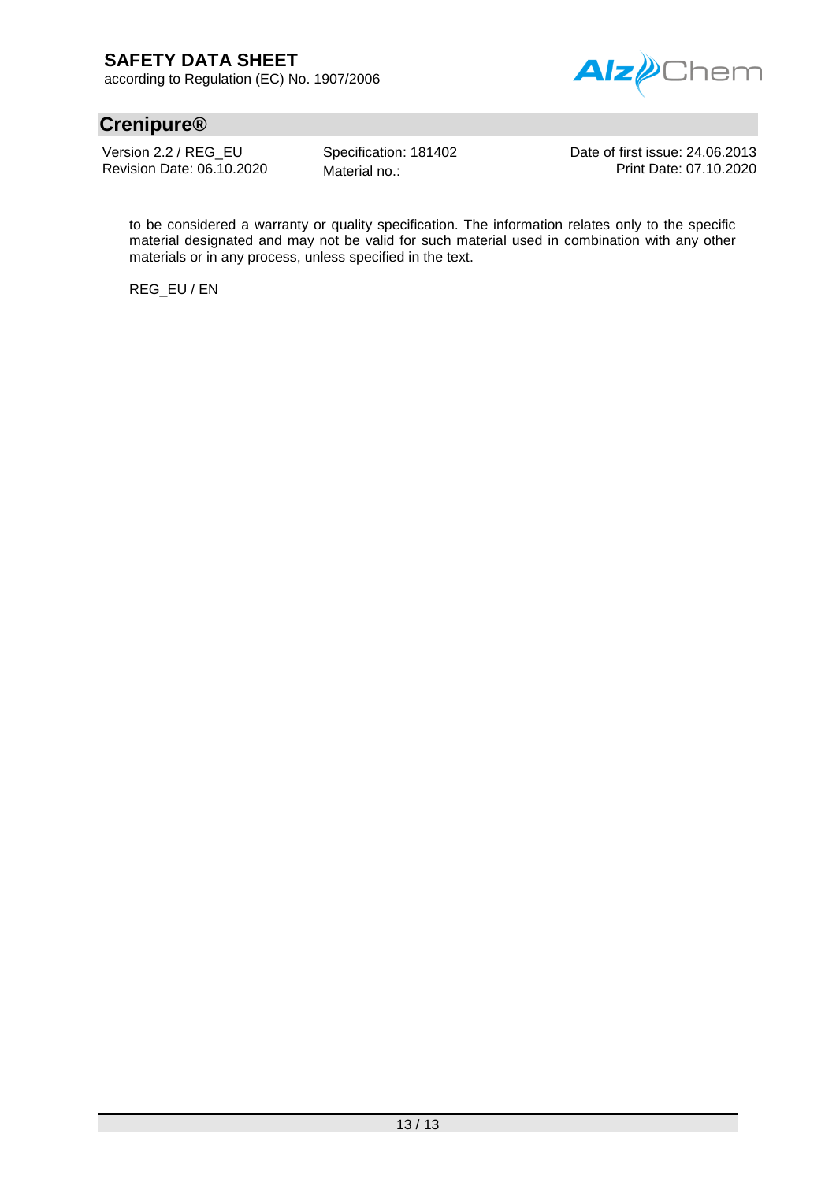to be considered a warranty or quality specification. The information relates only to the specific material designated and may not be valid for such material used in combination with any other materials or in any process, unless specified in the text.

REG_EU / EN